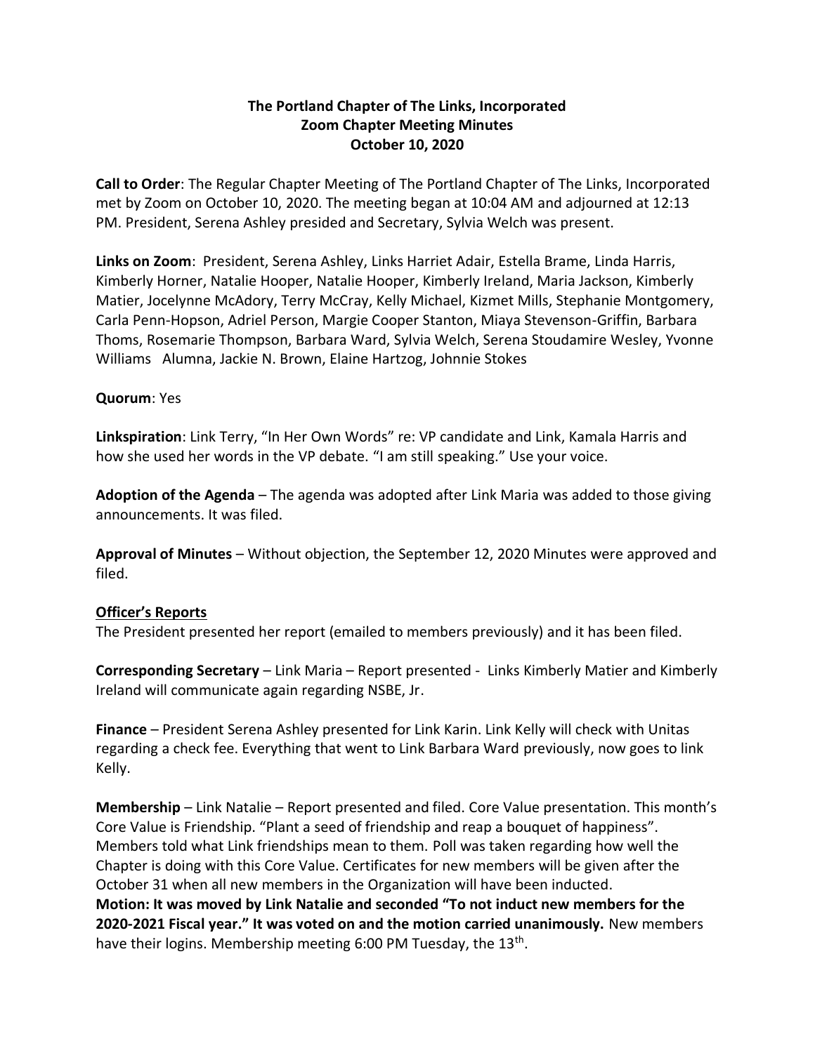**The Portland Chapter of The Links, Incorporated**
**Zoom Chapter Meeting Minutes**
**October 10, 2020**

**Call to Order**: The Regular Chapter Meeting of The Portland Chapter of The Links, Incorporated met by Zoom on October 10, 2020. The meeting began at 10:04 AM and adjourned at 12:13 PM. President, Serena Ashley presided and Secretary, Sylvia Welch was present.

**Links on Zoom**: President, Serena Ashley, Links Harriet Adair, Estella Brame, Linda Harris, Kimberly Horner, Natalie Hooper, Natalie Hooper, Kimberly Ireland, Maria Jackson, Kimberly Matier, Jocelynne McAdory, Terry McCray, Kelly Michael, Kizmet Mills, Stephanie Montgomery, Carla Penn-Hopson, Adriel Person, Margie Cooper Stanton, Miaya Stevenson-Griffin, Barbara Thoms, Rosemarie Thompson, Barbara Ward, Sylvia Welch, Serena Stoudamire Wesley, Yvonne Williams Alumna, Jackie N. Brown, Elaine Hartzog, Johnnie Stokes

**Quorum**: Yes

**Linkspiration**: Link Terry, "In Her Own Words" re: VP candidate and Link, Kamala Harris and how she used her words in the VP debate. "I am still speaking." Use your voice.

**Adoption of the Agenda** – The agenda was adopted after Link Maria was added to those giving announcements. It was filed.

**Approval of Minutes** – Without objection, the September 12, 2020 Minutes were approved and filed.

**<u>Officer's Reports</u>**

The President presented her report (emailed to members previously) and it has been filed.

**Corresponding Secretary** – Link Maria – Report presented - Links Kimberly Matier and Kimberly Ireland will communicate again regarding NSBE, Jr.

**Finance** – President Serena Ashley presented for Link Karin. Link Kelly will check with Unitas regarding a check fee. Everything that went to Link Barbara Ward previously, now goes to link Kelly.

**Membership** – Link Natalie – Report presented and filed. Core Value presentation. This month's Core Value is Friendship. "Plant a seed of friendship and reap a bouquet of happiness". Members told what Link friendships mean to them. Poll was taken regarding how well the Chapter is doing with this Core Value. Certificates for new members will be given after the October 31 when all new members in the Organization will have been inducted.
**Motion: It was moved by Link Natalie and seconded "To not induct new members for the 2020-2021 Fiscal year." It was voted on and the motion carried unanimously.** New members have their logins. Membership meeting 6:00 PM Tuesday, the 13th.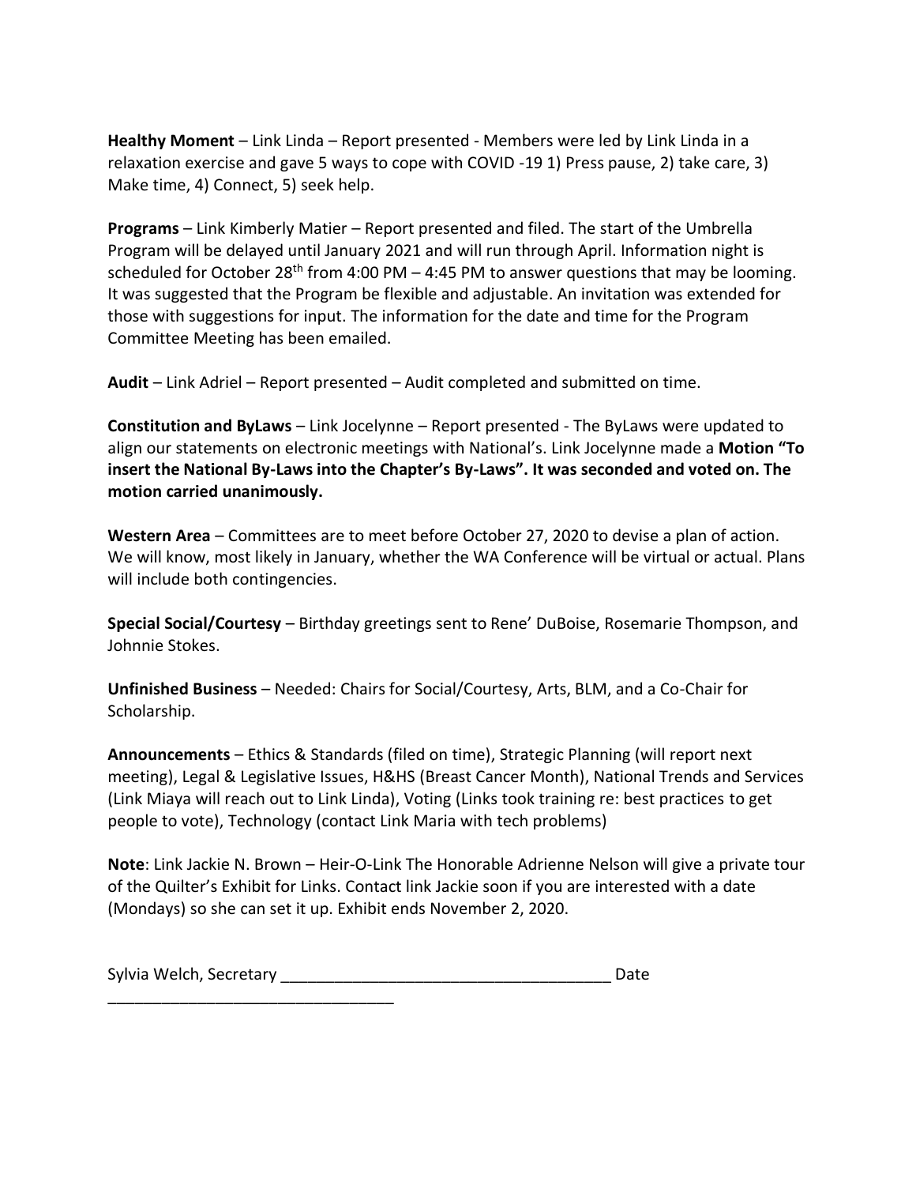**Healthy Moment** – Link Linda – Report presented - Members were led by Link Linda in a relaxation exercise and gave 5 ways to cope with COVID -19 1) Press pause, 2) take care, 3) Make time, 4) Connect, 5) seek help.

**Programs** – Link Kimberly Matier – Report presented and filed. The start of the Umbrella Program will be delayed until January 2021 and will run through April. Information night is scheduled for October 28th from 4:00 PM – 4:45 PM to answer questions that may be looming. It was suggested that the Program be flexible and adjustable. An invitation was extended for those with suggestions for input. The information for the date and time for the Program Committee Meeting has been emailed.

**Audit** – Link Adriel – Report presented – Audit completed and submitted on time.

**Constitution and ByLaws** – Link Jocelynne – Report presented - The ByLaws were updated to align our statements on electronic meetings with National's. Link Jocelynne made a **Motion "To insert the National By-Laws into the Chapter's By-Laws". It was seconded and voted on. The motion carried unanimously.**

**Western Area** – Committees are to meet before October 27, 2020 to devise a plan of action. We will know, most likely in January, whether the WA Conference will be virtual or actual. Plans will include both contingencies.

**Special Social/Courtesy** – Birthday greetings sent to Rene' DuBoise, Rosemarie Thompson, and Johnnie Stokes.

**Unfinished Business** – Needed: Chairs for Social/Courtesy, Arts, BLM, and a Co-Chair for Scholarship.

**Announcements** – Ethics & Standards (filed on time), Strategic Planning (will report next meeting), Legal & Legislative Issues, H&HS (Breast Cancer Month), National Trends and Services (Link Miaya will reach out to Link Linda), Voting (Links took training re: best practices to get people to vote), Technology (contact Link Maria with tech problems)

**Note**: Link Jackie N. Brown – Heir-O-Link The Honorable Adrienne Nelson will give a private tour of the Quilter's Exhibit for Links. Contact link Jackie soon if you are interested with a date (Mondays) so she can set it up. Exhibit ends November 2, 2020.

Sylvia Welch, Secretary ____________________________________ Date ________________________________